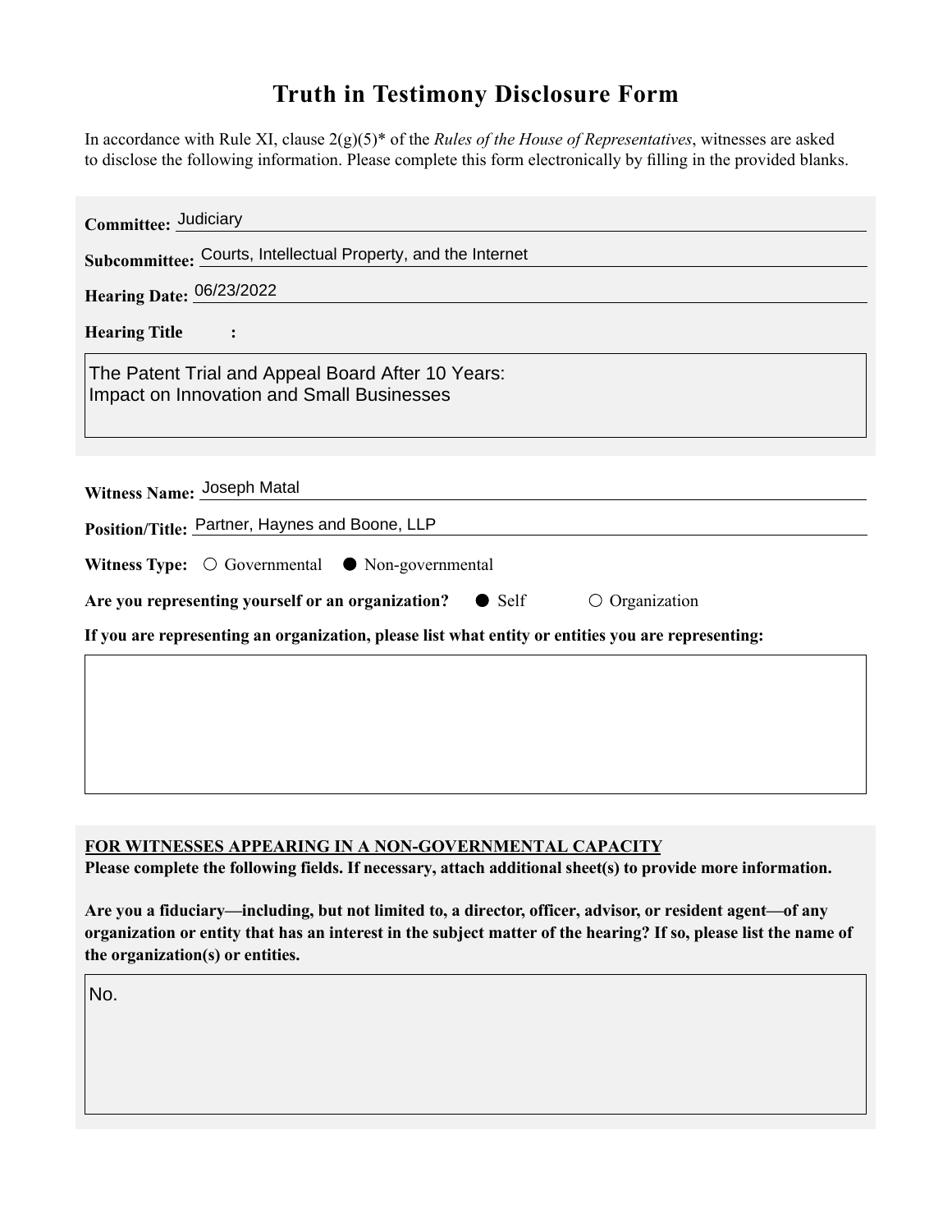# Truth in Testimony Disclosure Form

In accordance with Rule XI, clause 2(g)(5)* of the *Rules of the House of Representatives*, witnesses are asked to disclose the following information. Please complete this form electronically by filling in the provided blanks.

**Committee:** Judiciary

**Subcommittee:** Courts, Intellectual Property, and the Internet

**Hearing Date:** 06/23/2022

**Hearing Title:**

The Patent Trial and Appeal Board After 10 Years: Impact on Innovation and Small Businesses

**Witness Name:** Joseph Matal

**Position/Title:** Partner, Haynes and Boone, LLP

**Witness Type:** ○ Governmental ● Non-governmental

**Are you representing yourself or an organization?** ● Self ○ Organization

**If you are representing an organization, please list what entity or entities you are representing:**

**FOR WITNESSES APPEARING IN A NON-GOVERNMENTAL CAPACITY**

**Please complete the following fields. If necessary, attach additional sheet(s) to provide more information.**

**Are you a fiduciary—including, but not limited to, a director, officer, advisor, or resident agent—of any organization or entity that has an interest in the subject matter of the hearing? If so, please list the name of the organization(s) or entities.**

No.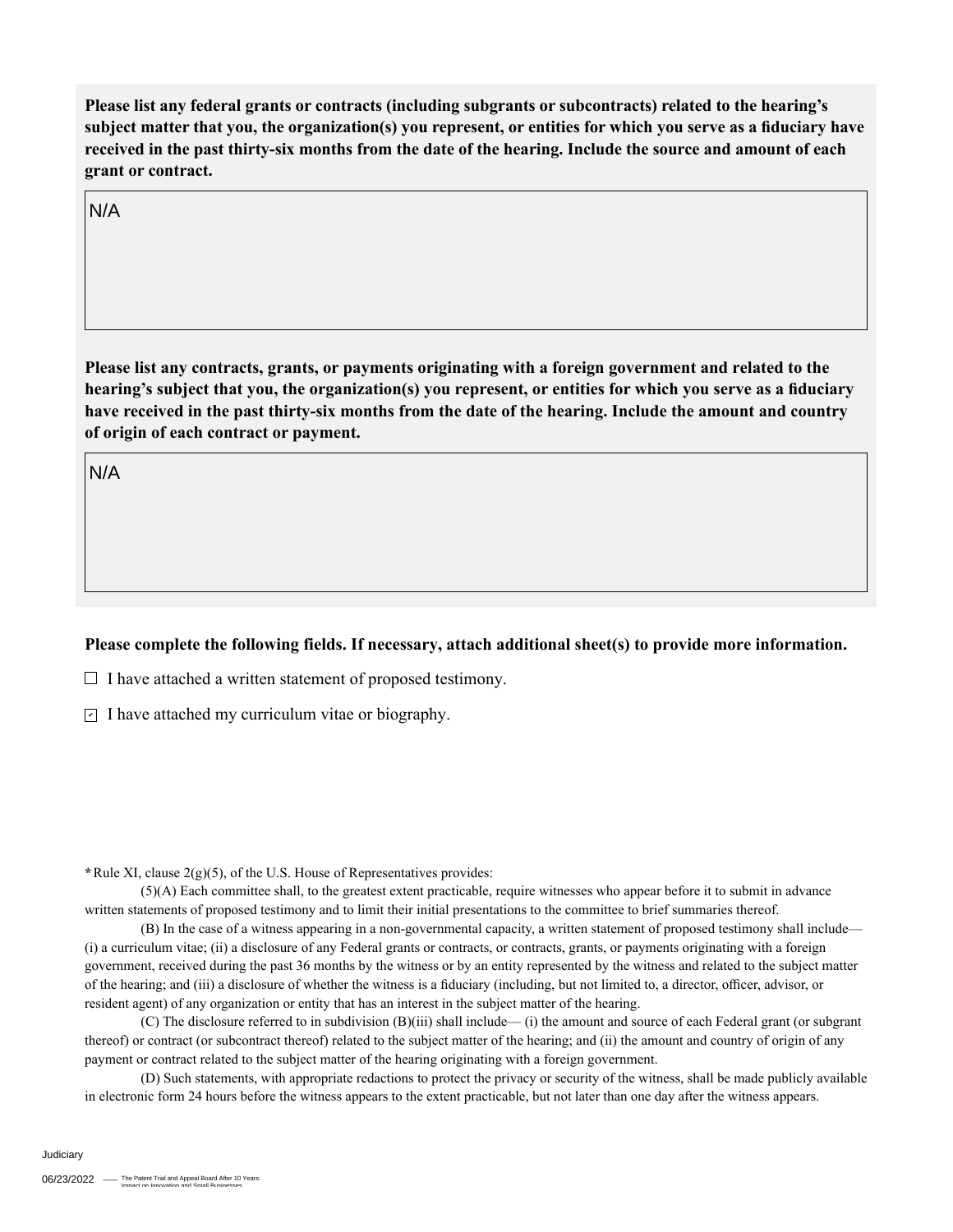**Please list any federal grants or contracts (including subgrants or subcontracts) related to the hearing's subject matter that you, the organization(s) you represent, or entities for which you serve as a fiduciary have received in the past thirty-six months from the date of the hearing. Include the source and amount of each grant or contract.**

N/A

**Please list any contracts, grants, or payments originating with a foreign government and related to the hearing's subject that you, the organization(s) you represent, or entities for which you serve as a fiduciary have received in the past thirty-six months from the date of the hearing. Include the amount and country of origin of each contract or payment.**

N/A

**Please complete the following fields. If necessary, attach additional sheet(s) to provide more information.**

☐ I have attached a written statement of proposed testimony.

☑ I have attached my curriculum vitae or biography.

*Rule XI, clause 2(g)(5), of the U.S. House of Representatives provides:

(5)(A) Each committee shall, to the greatest extent practicable, require witnesses who appear before it to submit in advance written statements of proposed testimony and to limit their initial presentations to the committee to brief summaries thereof.

(B) In the case of a witness appearing in a non-governmental capacity, a written statement of proposed testimony shall include— (i) a curriculum vitae; (ii) a disclosure of any Federal grants or contracts, or contracts, grants, or payments originating with a foreign government, received during the past 36 months by the witness or by an entity represented by the witness and related to the subject matter of the hearing; and (iii) a disclosure of whether the witness is a fiduciary (including, but not limited to, a director, officer, advisor, or resident agent) of any organization or entity that has an interest in the subject matter of the hearing.

(C) The disclosure referred to in subdivision (B)(iii) shall include— (i) the amount and source of each Federal grant (or subgrant thereof) or contract (or subcontract thereof) related to the subject matter of the hearing; and (ii) the amount and country of origin of any payment or contract related to the subject matter of the hearing originating with a foreign government.

(D) Such statements, with appropriate redactions to protect the privacy or security of the witness, shall be made publicly available in electronic form 24 hours before the witness appears to the extent practicable, but not later than one day after the witness appears.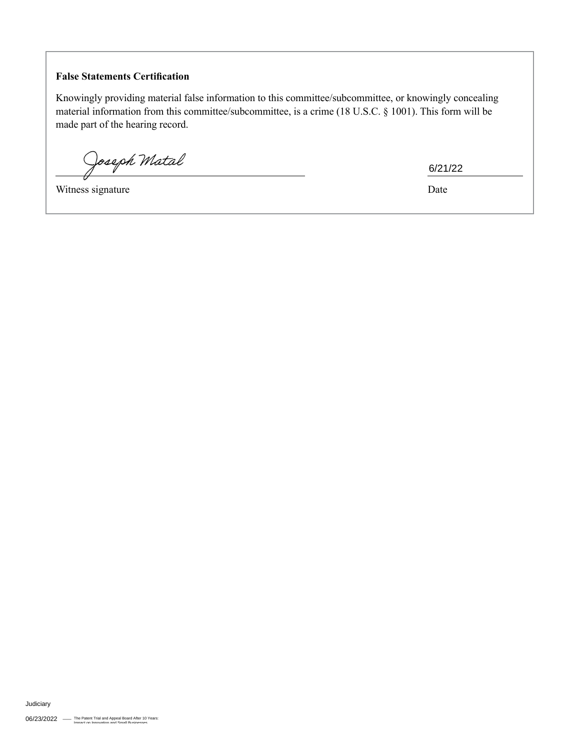**False Statements Certification**

Knowingly providing material false information to this committee/subcommittee, or knowingly concealing material information from this committee/subcommittee, is a crime (18 U.S.C. § 1001). This form will be made part of the hearing record.

Joseph Matal

Witness signature

6/21/22

Date